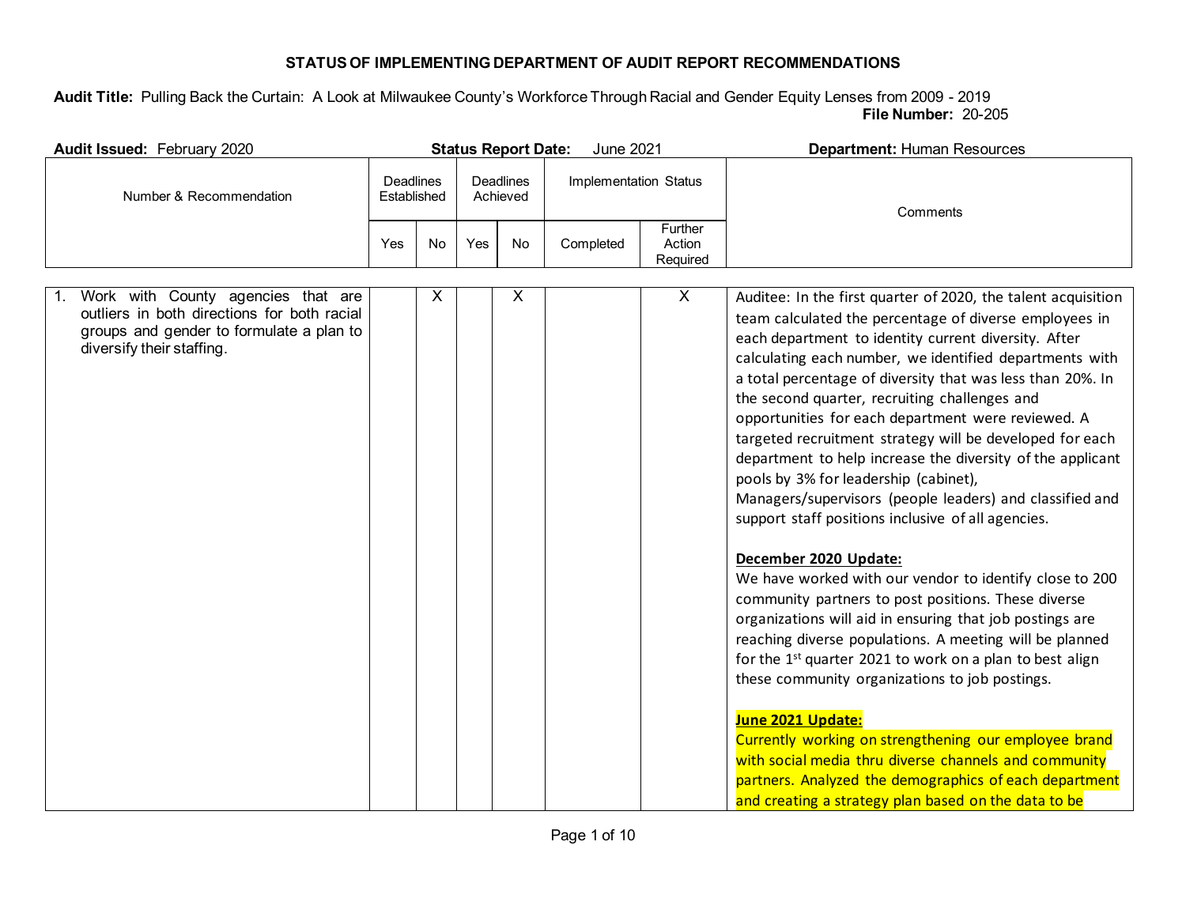**STATUS OF IMPLEMENTING DEPARTMENT OF AUDIT REPORT RECOMMENDATIONS**

**Audit Title:** Pulling Back the Curtain: A Look at Milwaukee County's Workforce Through Racial and Gender Equity Lenses from 2009 - 2019

**File Number:** 20-205

**Audit Issued:** February 2020 **Status Report Date:** June 2021 **Department:** Human Resources

| Number & Recommendation | Deadlines Established | | Deadlines Achieved | | Implementation Status | | Comments |
|---|---|---|---|---|---|---|---|
| | Yes | No | Yes | No | Completed | Further Action Required | |
| 1. Work with County agencies that are outliers in both directions for both racial groups and gender to formulate a plan to diversify their staffing. | | X | | X | | X | Auditee: In the first quarter of 2020, the talent acquisition team calculated the percentage of diverse employees in each department to identity current diversity. After calculating each number, we identified departments with a total percentage of diversity that was less than 20%. In the second quarter, recruiting challenges and opportunities for each department were reviewed. A targeted recruitment strategy will be developed for each department to help increase the diversity of the applicant pools by 3% for leadership (cabinet), Managers/supervisors (people leaders) and classified and support staff positions inclusive of all agencies.<br><br>**December 2020 Update:**<br>We have worked with our vendor to identify close to 200 community partners to post positions. These diverse organizations will aid in ensuring that job postings are reaching diverse populations. A meeting will be planned for the 1st quarter 2021 to work on a plan to best align these community organizations to job postings.<br><br>**June 2021 Update:**<br>Currently working on strengthening our employee brand with social media thru diverse channels and community partners. Analyzed the demographics of each department and creating a strategy plan based on the data to be |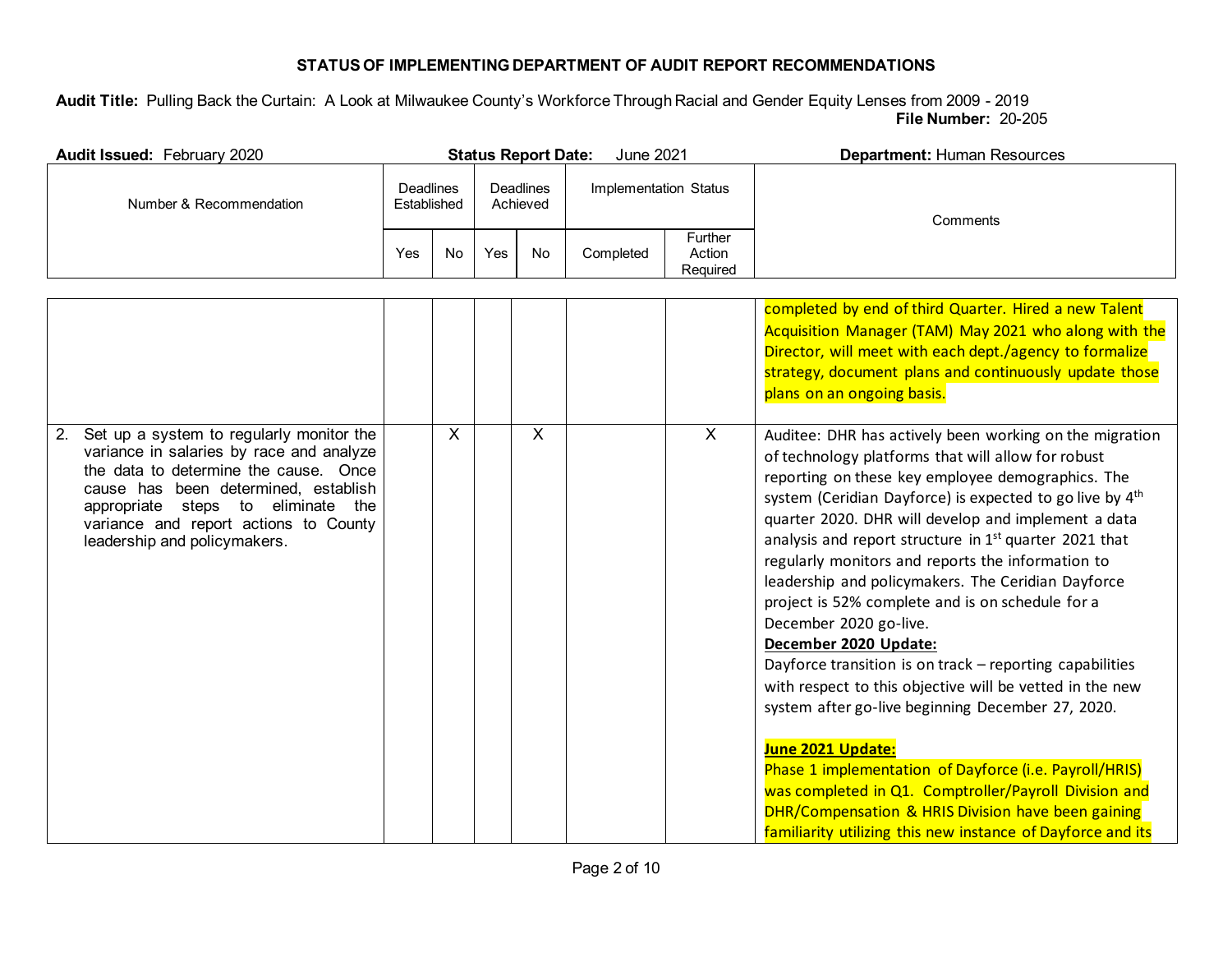# STATUS OF IMPLEMENTING DEPARTMENT OF AUDIT REPORT RECOMMENDATIONS

**Audit Title:** Pulling Back the Curtain: A Look at Milwaukee County's Workforce Through Racial and Gender Equity Lenses from 2009 - 2019

**File Number:** 20-205

**Audit Issued:** February 2020 **Status Report Date:** June 2021 **Department:** Human Resources

| Number & Recommendation | Deadlines Established | | Deadlines Achieved | | Implementation Status | | Comments |
|---|---|---|---|---|---|---|---|
| | Yes | No | Yes | No | Completed | Further Action Required | |
| | | | | | | | completed by end of third Quarter. Hired a new Talent Acquisition Manager (TAM) May 2021 who along with the Director, will meet with each dept./agency to formalize strategy, document plans and continuously update those plans on an ongoing basis. |
| 2. Set up a system to regularly monitor the variance in salaries by race and analyze the data to determine the cause. Once cause has been determined, establish appropriate steps to eliminate the variance and report actions to County leadership and policymakers. | | X | | X | | X | Auditee: DHR has actively been working on the migration of technology platforms that will allow for robust reporting on these key employee demographics. The system (Ceridian Dayforce) is expected to go live by 4th quarter 2020. DHR will develop and implement a data analysis and report structure in 1st quarter 2021 that regularly monitors and reports the information to leadership and policymakers. The Ceridian Dayforce project is 52% complete and is on schedule for a December 2020 go-live.<br>**December 2020 Update:**<br>Dayforce transition is on track – reporting capabilities with respect to this objective will be vetted in the new system after go-live beginning December 27, 2020.<br><br>**June 2021 Update:**<br>Phase 1 implementation of Dayforce (i.e. Payroll/HRIS) was completed in Q1. Comptroller/Payroll Division and DHR/Compensation & HRIS Division have been gaining familiarity utilizing this new instance of Dayforce and its |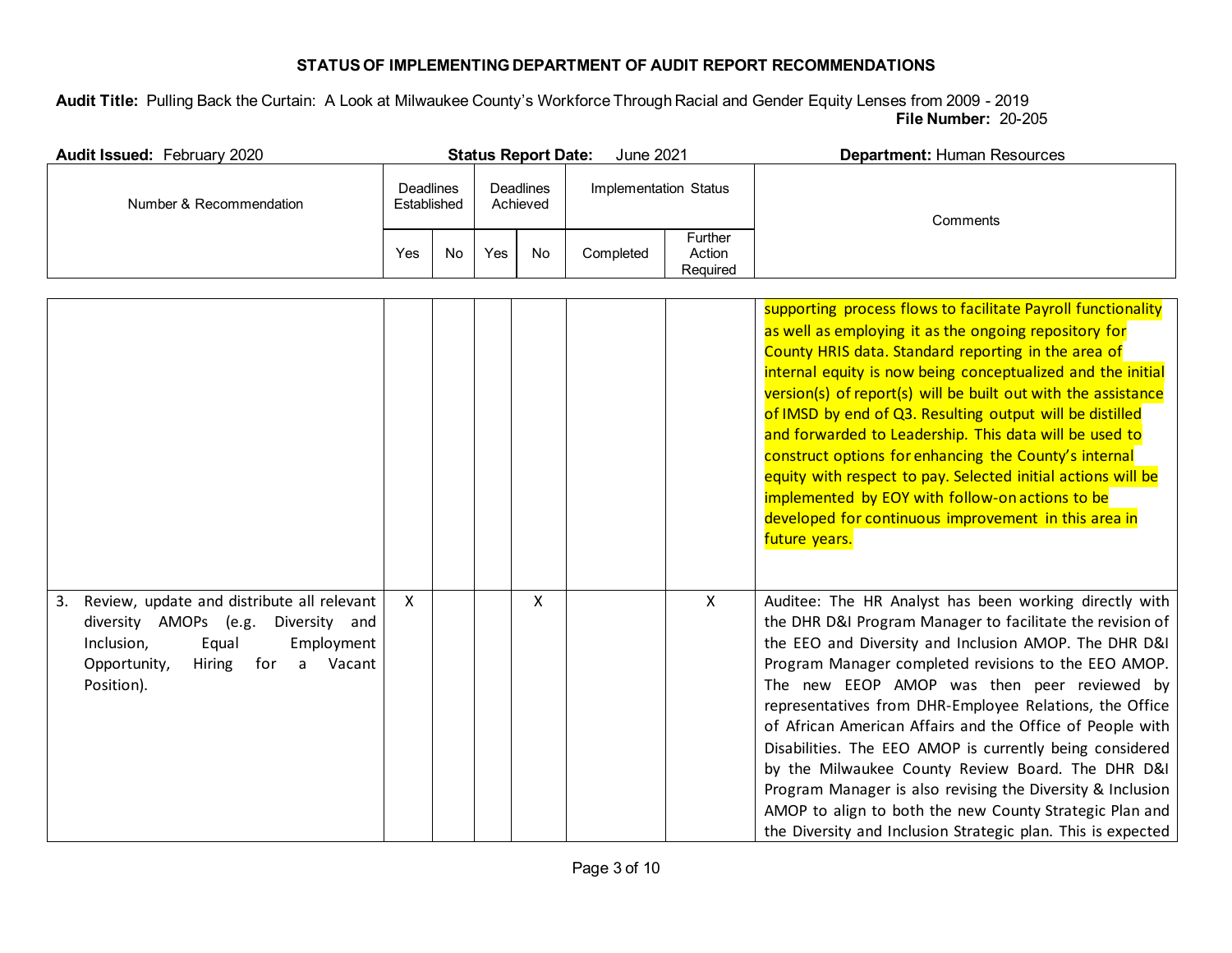**STATUS OF IMPLEMENTING DEPARTMENT OF AUDIT REPORT RECOMMENDATIONS**

**Audit Title:** Pulling Back the Curtain: A Look at Milwaukee County's Workforce Through Racial and Gender Equity Lenses from 2009 - 2019

**File Number:** 20-205

**Audit Issued:** February 2020 **Status Report Date:** June 2021 **Department:** Human Resources

| Number & Recommendation | Deadlines Established | | Deadlines Achieved | | Implementation Status | | Comments |
|---|---|---|---|---|---|---|---|
| | Yes | No | Yes | No | Completed | Further Action Required | |
| | | | | | | | supporting process flows to facilitate Payroll functionality as well as employing it as the ongoing repository for County HRIS data. Standard reporting in the area of internal equity is now being conceptualized and the initial version(s) of report(s) will be built out with the assistance of IMSD by end of Q3. Resulting output will be distilled and forwarded to Leadership. This data will be used to construct options for enhancing the County's internal equity with respect to pay. Selected initial actions will be implemented by EOY with follow-on actions to be developed for continuous improvement in this area in future years. |
| 3. Review, update and distribute all relevant diversity AMOPs (e.g. Diversity and Inclusion, Equal Employment Opportunity, Hiring for a Vacant Position). | X | | | X | | X | Auditee: The HR Analyst has been working directly with the DHR D&I Program Manager to facilitate the revision of the EEO and Diversity and Inclusion AMOP. The DHR D&I Program Manager completed revisions to the EEO AMOP. The new EEOP AMOP was then peer reviewed by representatives from DHR-Employee Relations, the Office of African American Affairs and the Office of People with Disabilities. The EEO AMOP is currently being considered by the Milwaukee County Review Board. The DHR D&I Program Manager is also revising the Diversity & Inclusion AMOP to align to both the new County Strategic Plan and the Diversity and Inclusion Strategic plan. This is expected |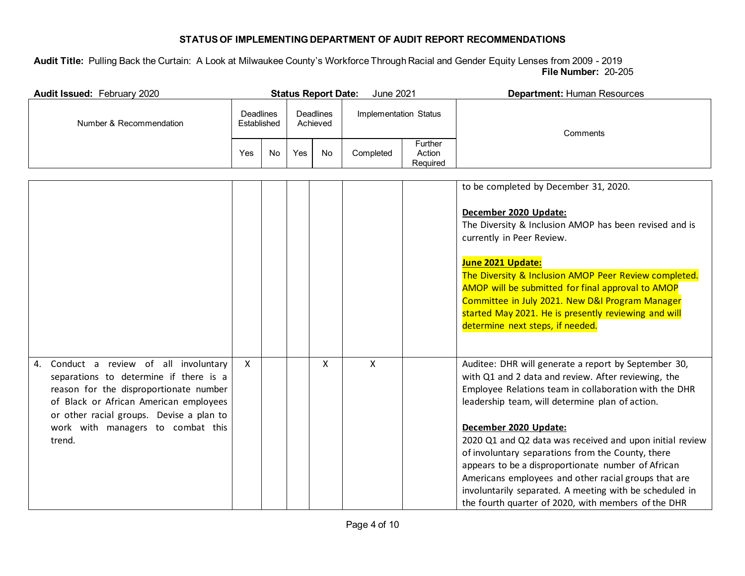**STATUS OF IMPLEMENTING DEPARTMENT OF AUDIT REPORT RECOMMENDATIONS**

**Audit Title:** Pulling Back the Curtain: A Look at Milwaukee County's Workforce Through Racial and Gender Equity Lenses from 2009 - 2019
**File Number:** 20-205

**Audit Issued:** February 2020 **Status Report Date:** June 2021 **Department:** Human Resources

| Number & Recommendation | Deadlines Established | | Deadlines Achieved | | Implementation Status | | Comments |
|---|---|---|---|---|---|---|---|
| | Yes | No | Yes | No | Completed | Further Action Required | |
| | | | | | | | to be completed by December 31, 2020.<br><br>**December 2020 Update:**<br>The Diversity & Inclusion AMOP has been revised and is currently in Peer Review.<br><br>**June 2021 Update:**<br>The Diversity & Inclusion AMOP Peer Review completed. AMOP will be submitted for final approval to AMOP Committee in July 2021. New D&I Program Manager started May 2021. He is presently reviewing and will determine next steps, if needed. |
| 4. Conduct a review of all involuntary separations to determine if there is a reason for the disproportionate number of Black or African American employees or other racial groups. Devise a plan to work with managers to combat this trend. | X | | | X | X | | Auditee: DHR will generate a report by September 30, with Q1 and 2 data and review. After reviewing, the Employee Relations team in collaboration with the DHR leadership team, will determine plan of action.<br><br>**December 2020 Update:**<br>2020 Q1 and Q2 data was received and upon initial review of involuntary separations from the County, there appears to be a disproportionate number of African Americans employees and other racial groups that are involuntarily separated. A meeting with be scheduled in the fourth quarter of 2020, with members of the DHR |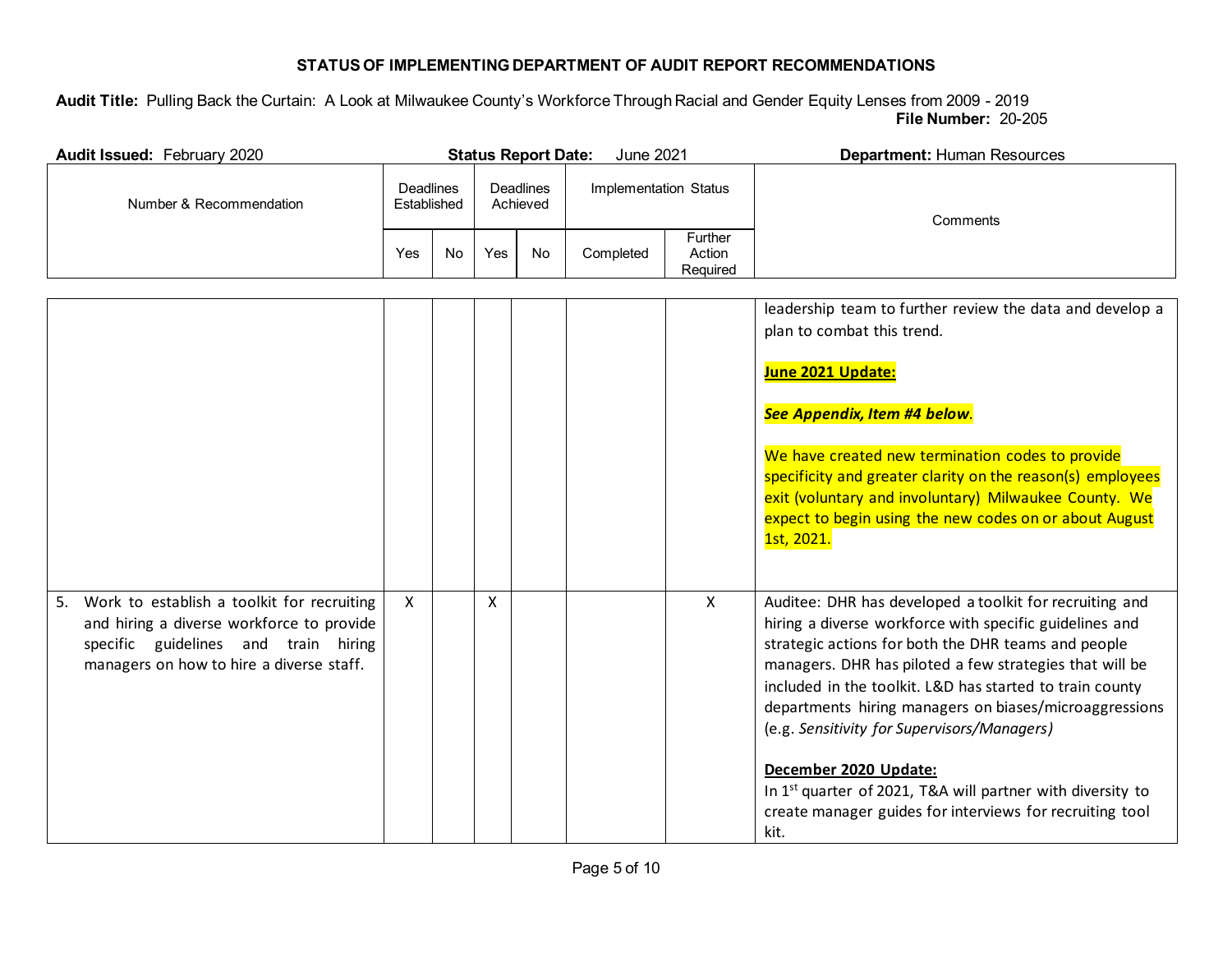# STATUS OF IMPLEMENTING DEPARTMENT OF AUDIT REPORT RECOMMENDATIONS

**Audit Title:** Pulling Back the Curtain: A Look at Milwaukee County's Workforce Through Racial and Gender Equity Lenses from 2009 - 2019

**File Number:** 20-205

**Audit Issued:** February 2020 **Status Report Date:** June 2021 **Department:** Human Resources

| Number & Recommendation | Deadlines Established | | Deadlines Achieved | | Implementation Status | | Comments |
|---|---|---|---|---|---|---|---|
| | Yes | No | Yes | No | Completed | Further Action Required | |
| | | | | | | | leadership team to further review the data and develop a plan to combat this trend.<br><br>**June 2021 Update:**<br><br>***See Appendix, Item #4 below***.<br><br>We have created new termination codes to provide specificity and greater clarity on the reason(s) employees exit (voluntary and involuntary) Milwaukee County. We expect to begin using the new codes on or about August 1st, 2021. |
| 5. Work to establish a toolkit for recruiting and hiring a diverse workforce to provide specific guidelines and train hiring managers on how to hire a diverse staff. | X | | X | | | X | Auditee: DHR has developed a toolkit for recruiting and hiring a diverse workforce with specific guidelines and strategic actions for both the DHR teams and people managers. DHR has piloted a few strategies that will be included in the toolkit. L&D has started to train county departments hiring managers on biases/microaggressions (e.g. *Sensitivity for Supervisors/Managers)*<br><br>**December 2020 Update:**<br>In 1st quarter of 2021, T&A will partner with diversity to create manager guides for interviews for recruiting tool kit. |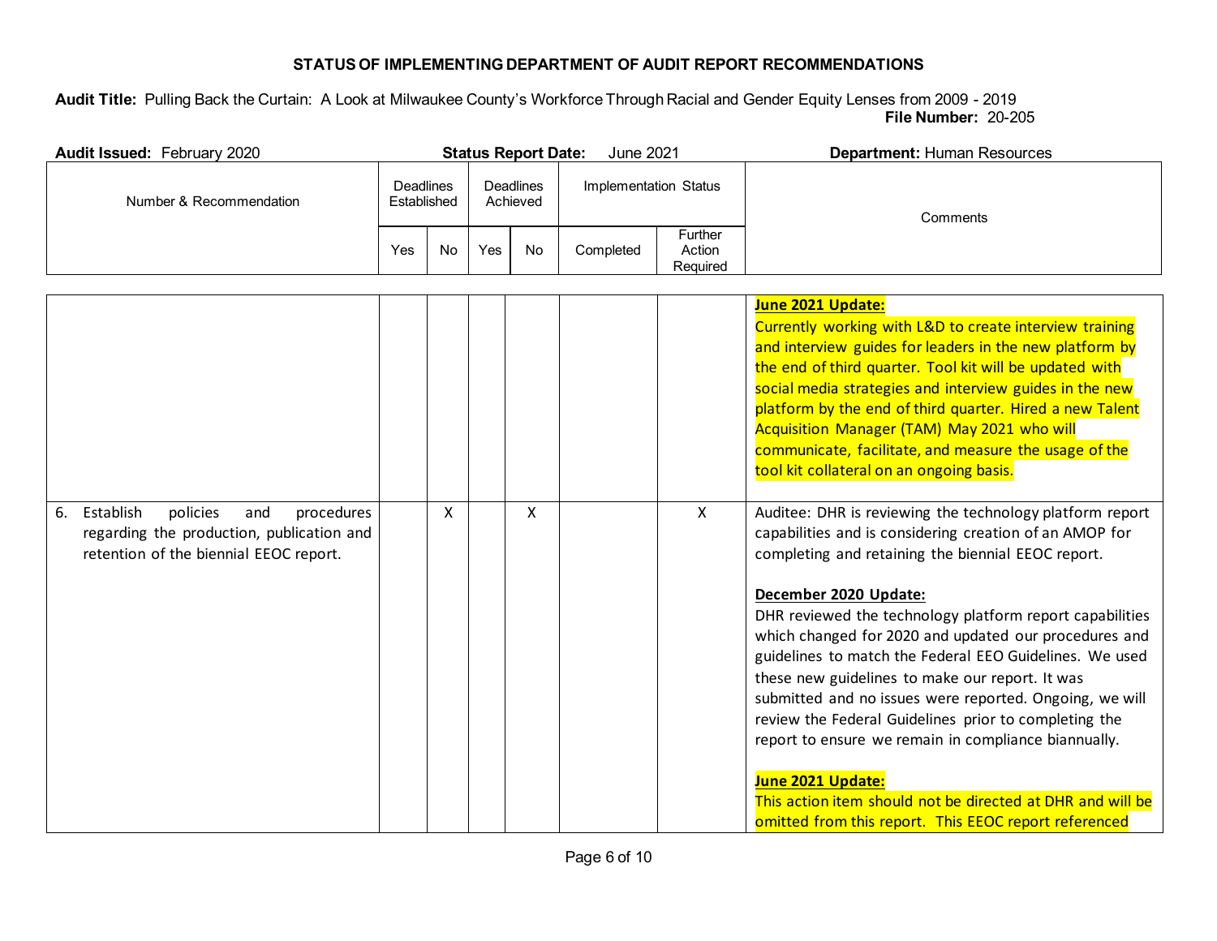**STATUS OF IMPLEMENTING DEPARTMENT OF AUDIT REPORT RECOMMENDATIONS**

**Audit Title:** Pulling Back the Curtain: A Look at Milwaukee County's Workforce Through Racial and Gender Equity Lenses from 2009 - 2019
**File Number:** 20-205

**Audit Issued:** February 2020 **Status Report Date:** June 2021 **Department:** Human Resources

| Number & Recommendation | Deadlines Established | | Deadlines Achieved | | Implementation Status | | Comments |
|---|---|---|---|---|---|---|---|
| | Yes | No | Yes | No | Completed | Further Action Required | |
| | | | | | | | **June 2021 Update:** Currently working with L&D to create interview training and interview guides for leaders in the new platform by the end of third quarter. Tool kit will be updated with social media strategies and interview guides in the new platform by the end of third quarter. Hired a new Talent Acquisition Manager (TAM) May 2021 who will communicate, facilitate, and measure the usage of the tool kit collateral on an ongoing basis. |
| 6. Establish policies and procedures regarding the production, publication and retention of the biennial EEOC report. | | X | | X | | X | Auditee: DHR is reviewing the technology platform report capabilities and is considering creation of an AMOP for completing and retaining the biennial EEOC report.<br><br>**December 2020 Update:**<br>DHR reviewed the technology platform report capabilities which changed for 2020 and updated our procedures and guidelines to match the Federal EEO Guidelines. We used these new guidelines to make our report. It was submitted and no issues were reported. Ongoing, we will review the Federal Guidelines prior to completing the report to ensure we remain in compliance biannually.<br><br>**June 2021 Update:**<br>This action item should not be directed at DHR and will be omitted from this report. This EEOC report referenced |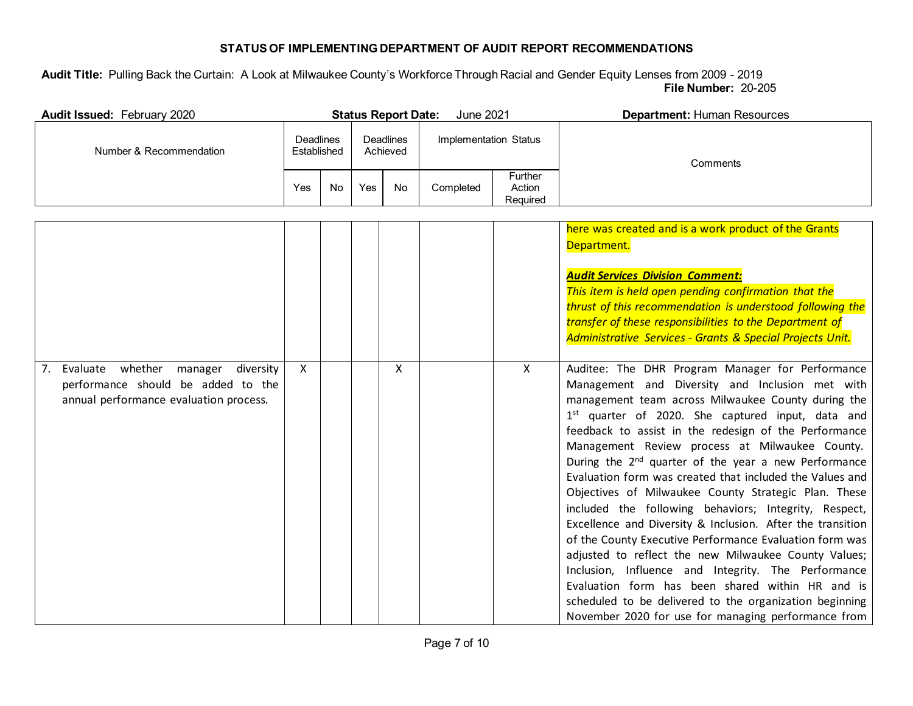**STATUS OF IMPLEMENTING DEPARTMENT OF AUDIT REPORT RECOMMENDATIONS**

**Audit Title:** Pulling Back the Curtain: A Look at Milwaukee County's Workforce Through Racial and Gender Equity Lenses from 2009 - 2019
**File Number:** 20-205

**Audit Issued:** February 2020 | **Status Report Date:** June 2021 | **Department:** Human Resources

| Number & Recommendation | Deadlines Established | | Deadlines Achieved | | Implementation Status | | Comments |
|---|---|---|---|---|---|---|---|
| | Yes | No | Yes | No | Completed | Further Action Required | |
| | | | | | | | here was created and is a work product of the Grants Department.<br><br>***Audit Services Division Comment:***<br>*This item is held open pending confirmation that the thrust of this recommendation is understood following the transfer of these responsibilities to the Department of Administrative Services - Grants & Special Projects Unit.* |
| 7. Evaluate whether manager diversity performance should be added to the annual performance evaluation process. | X | | | X | | X | Auditee: The DHR Program Manager for Performance Management and Diversity and Inclusion met with management team across Milwaukee County during the 1st quarter of 2020. She captured input, data and feedback to assist in the redesign of the Performance Management Review process at Milwaukee County. During the 2nd quarter of the year a new Performance Evaluation form was created that included the Values and Objectives of Milwaukee County Strategic Plan. These included the following behaviors; Integrity, Respect, Excellence and Diversity & Inclusion. After the transition of the County Executive Performance Evaluation form was adjusted to reflect the new Milwaukee County Values; Inclusion, Influence and Integrity. The Performance Evaluation form has been shared within HR and is scheduled to be delivered to the organization beginning November 2020 for use for managing performance from |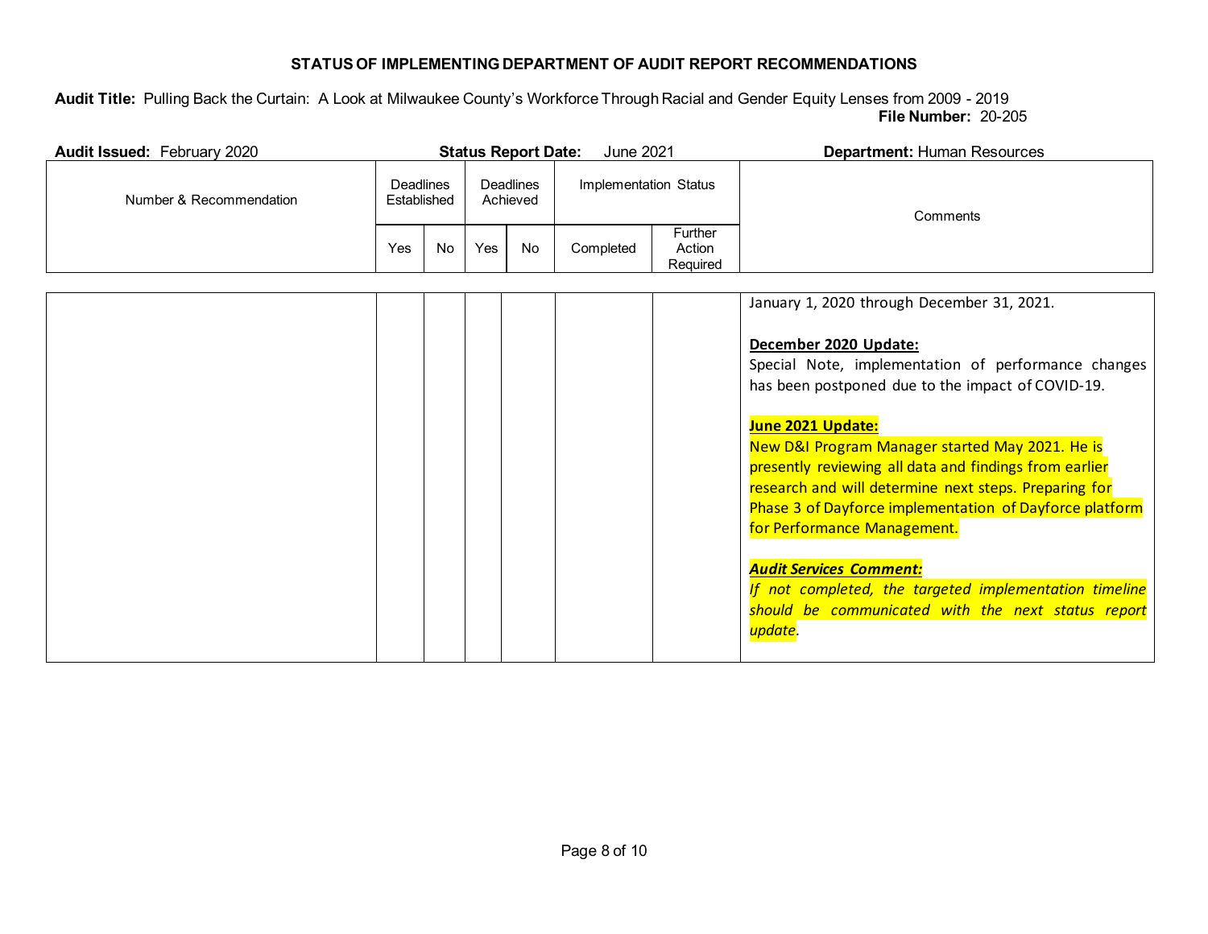**STATUS OF IMPLEMENTING DEPARTMENT OF AUDIT REPORT RECOMMENDATIONS**

**Audit Title:** Pulling Back the Curtain: A Look at Milwaukee County's Workforce Through Racial and Gender Equity Lenses from 2009 - 2019

**File Number:** 20-205

**Audit Issued:** February 2020 | **Status Report Date:** June 2021 | **Department:** Human Resources

| Number & Recommendation | Deadlines Established | | Deadlines Achieved | | Implementation Status | | Comments |
|---|---|---|---|---|---|---|---|
| | Yes | No | Yes | No | Completed | Further Action Required | |
| | | | | | | | January 1, 2020 through December 31, 2021.<br><br>**December 2020 Update:**<br>Special Note, implementation of performance changes has been postponed due to the impact of COVID-19.<br><br>**June 2021 Update:**<br>New D&I Program Manager started May 2021. He is presently reviewing all data and findings from earlier research and will determine next steps. Preparing for Phase 3 of Dayforce implementation of Dayforce platform for Performance Management.<br><br>***Audit Services Comment:***<br>*If not completed, the targeted implementation timeline should be communicated with the next status report update.* |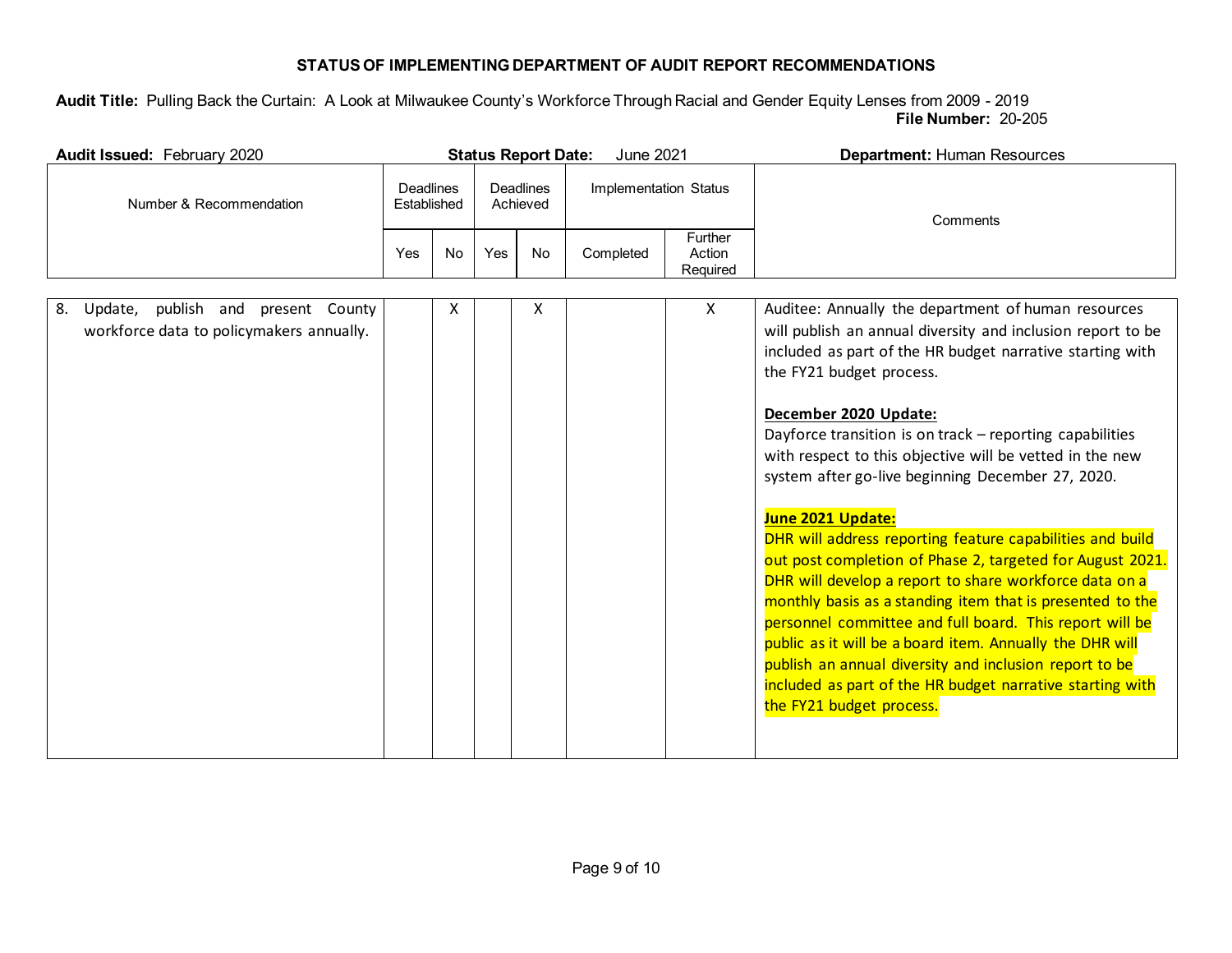**STATUS OF IMPLEMENTING DEPARTMENT OF AUDIT REPORT RECOMMENDATIONS**

**Audit Title:** Pulling Back the Curtain: A Look at Milwaukee County's Workforce Through Racial and Gender Equity Lenses from 2009 - 2019

**File Number:** 20-205

**Audit Issued:** February 2020 **Status Report Date:** June 2021 **Department:** Human Resources

| Number & Recommendation | Deadlines Established | | Deadlines Achieved | | Implementation Status | | Comments |
|---|---|---|---|---|---|---|---|
| | Yes | No | Yes | No | Completed | Further Action Required | |
| 8. Update, publish and present County workforce data to policymakers annually. | | X | | X | | X | Auditee: Annually the department of human resources will publish an annual diversity and inclusion report to be included as part of the HR budget narrative starting with the FY21 budget process.<br><br>**December 2020 Update:**<br>Dayforce transition is on track – reporting capabilities with respect to this objective will be vetted in the new system after go-live beginning December 27, 2020.<br><br>**June 2021 Update:**<br>DHR will address reporting feature capabilities and build out post completion of Phase 2, targeted for August 2021. DHR will develop a report to share workforce data on a monthly basis as a standing item that is presented to the personnel committee and full board. This report will be public as it will be a board item. Annually the DHR will publish an annual diversity and inclusion report to be included as part of the HR budget narrative starting with the FY21 budget process. |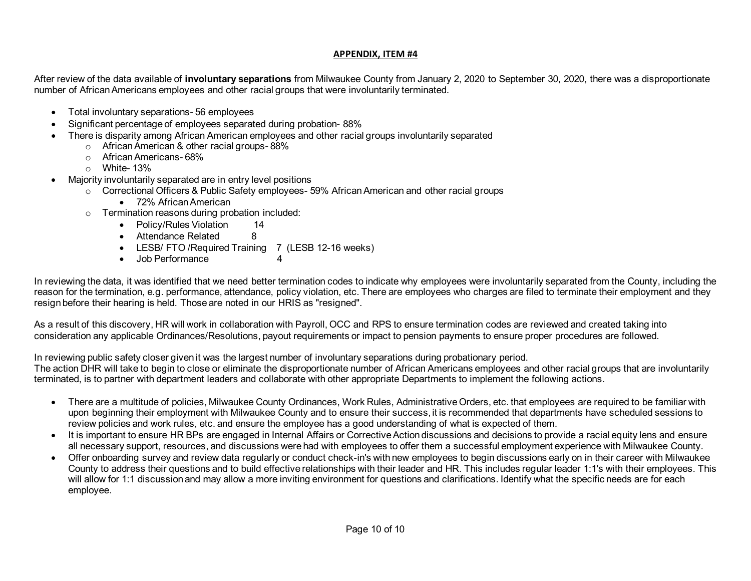## APPENDIX, ITEM #4

After review of the data available of **involuntary separations** from Milwaukee County from January 2, 2020 to September 30, 2020, there was a disproportionate number of African Americans employees and other racial groups that were involuntarily terminated.

- Total involuntary separations- 56 employees
- Significant percentage of employees separated during probation- 88%
- There is disparity among African American employees and other racial groups involuntarily separated
  - African American & other racial groups- 88%
  - African Americans- 68%
  - White- 13%
- Majority involuntarily separated are in entry level positions
  - Correctional Officers & Public Safety employees- 59% African American and other racial groups
    - 72% African American
  - Termination reasons during probation included:
    - Policy/Rules Violation 14
    - Attendance Related 8
    - LESB/ FTO /Required Training 7 (LESB 12-16 weeks)
    - Job Performance 4

In reviewing the data, it was identified that we need better termination codes to indicate why employees were involuntarily separated from the County, including the reason for the termination, e.g. performance, attendance, policy violation, etc. There are employees who charges are filed to terminate their employment and they resign before their hearing is held. Those are noted in our HRIS as "resigned".

As a result of this discovery, HR will work in collaboration with Payroll, OCC and RPS to ensure termination codes are reviewed and created taking into consideration any applicable Ordinances/Resolutions, payout requirements or impact to pension payments to ensure proper procedures are followed.

In reviewing public safety closer given it was the largest number of involuntary separations during probationary period.
The action DHR will take to begin to close or eliminate the disproportionate number of African Americans employees and other racial groups that are involuntarily terminated, is to partner with department leaders and collaborate with other appropriate Departments to implement the following actions.

- There are a multitude of policies, Milwaukee County Ordinances, Work Rules, Administrative Orders, etc. that employees are required to be familiar with upon beginning their employment with Milwaukee County and to ensure their success, it is recommended that departments have scheduled sessions to review policies and work rules, etc. and ensure the employee has a good understanding of what is expected of them.
- It is important to ensure HR BPs are engaged in Internal Affairs or Corrective Action discussions and decisions to provide a racial equity lens and ensure all necessary support, resources, and discussions were had with employees to offer them a successful employment experience with Milwaukee County.
- Offer onboarding survey and review data regularly or conduct check-in's with new employees to begin discussions early on in their career with Milwaukee County to address their questions and to build effective relationships with their leader and HR. This includes regular leader 1:1's with their employees. This will allow for 1:1 discussion and may allow a more inviting environment for questions and clarifications. Identify what the specific needs are for each employee.